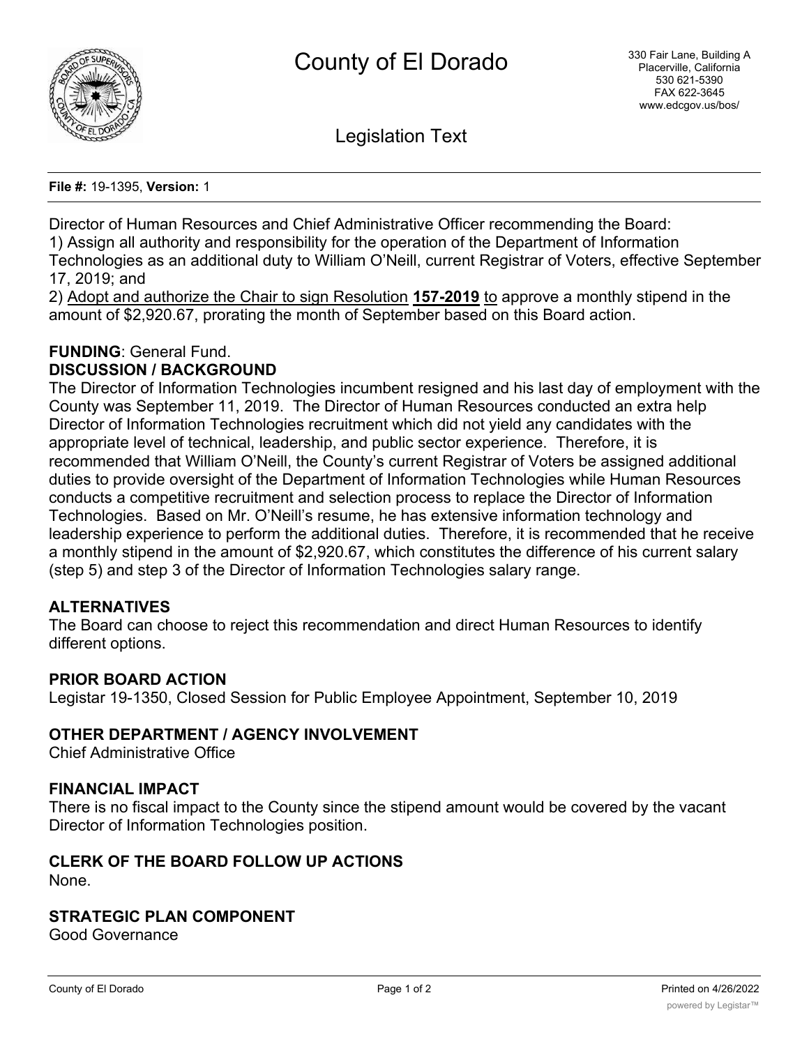# County of El Dorado

330 Fair Lane, Building A
Placerville, California
530 621-5390
FAX 622-3645
www.edcgov.us/bos/

## Legislation Text

**File #:** 19-1395, **Version:** 1

Director of Human Resources and Chief Administrative Officer recommending the Board:
1) Assign all authority and responsibility for the operation of the Department of Information Technologies as an additional duty to William O'Neill, current Registrar of Voters, effective September 17, 2019; and
2) Adopt and authorize the Chair to sign Resolution **157-2019** to approve a monthly stipend in the amount of $2,920.67, prorating the month of September based on this Board action.

**FUNDING**: General Fund.

**DISCUSSION / BACKGROUND**

The Director of Information Technologies incumbent resigned and his last day of employment with the County was September 11, 2019. The Director of Human Resources conducted an extra help Director of Information Technologies recruitment which did not yield any candidates with the appropriate level of technical, leadership, and public sector experience. Therefore, it is recommended that William O'Neill, the County's current Registrar of Voters be assigned additional duties to provide oversight of the Department of Information Technologies while Human Resources conducts a competitive recruitment and selection process to replace the Director of Information Technologies. Based on Mr. O'Neill's resume, he has extensive information technology and leadership experience to perform the additional duties. Therefore, it is recommended that he receive a monthly stipend in the amount of $2,920.67, which constitutes the difference of his current salary (step 5) and step 3 of the Director of Information Technologies salary range.

**ALTERNATIVES**

The Board can choose to reject this recommendation and direct Human Resources to identify different options.

**PRIOR BOARD ACTION**

Legistar 19-1350, Closed Session for Public Employee Appointment, September 10, 2019

**OTHER DEPARTMENT / AGENCY INVOLVEMENT**

Chief Administrative Office

**FINANCIAL IMPACT**

There is no fiscal impact to the County since the stipend amount would be covered by the vacant Director of Information Technologies position.

**CLERK OF THE BOARD FOLLOW UP ACTIONS**

None.

**STRATEGIC PLAN COMPONENT**

Good Governance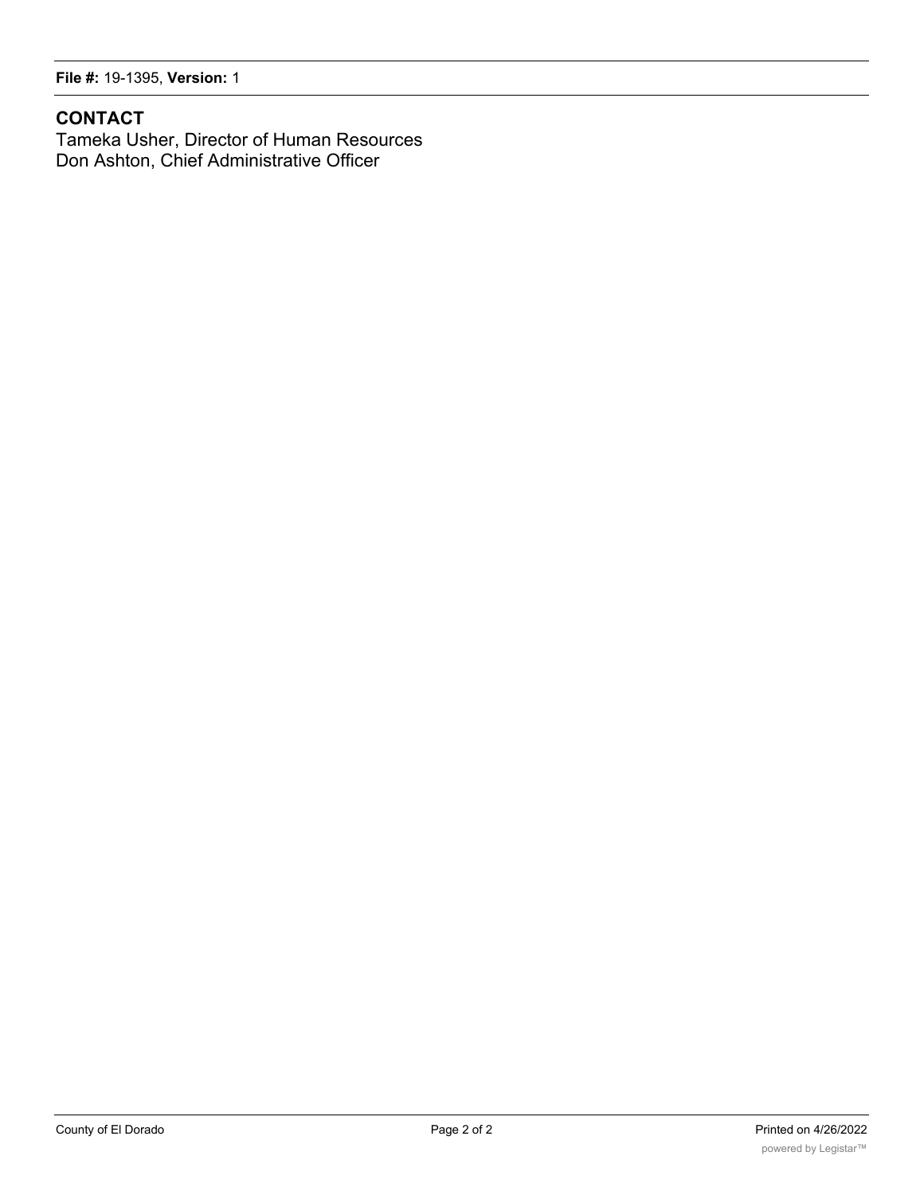**File #:** 19-1395, **Version:** 1

## CONTACT

Tameka Usher, Director of Human Resources
Don Ashton, Chief Administrative Officer